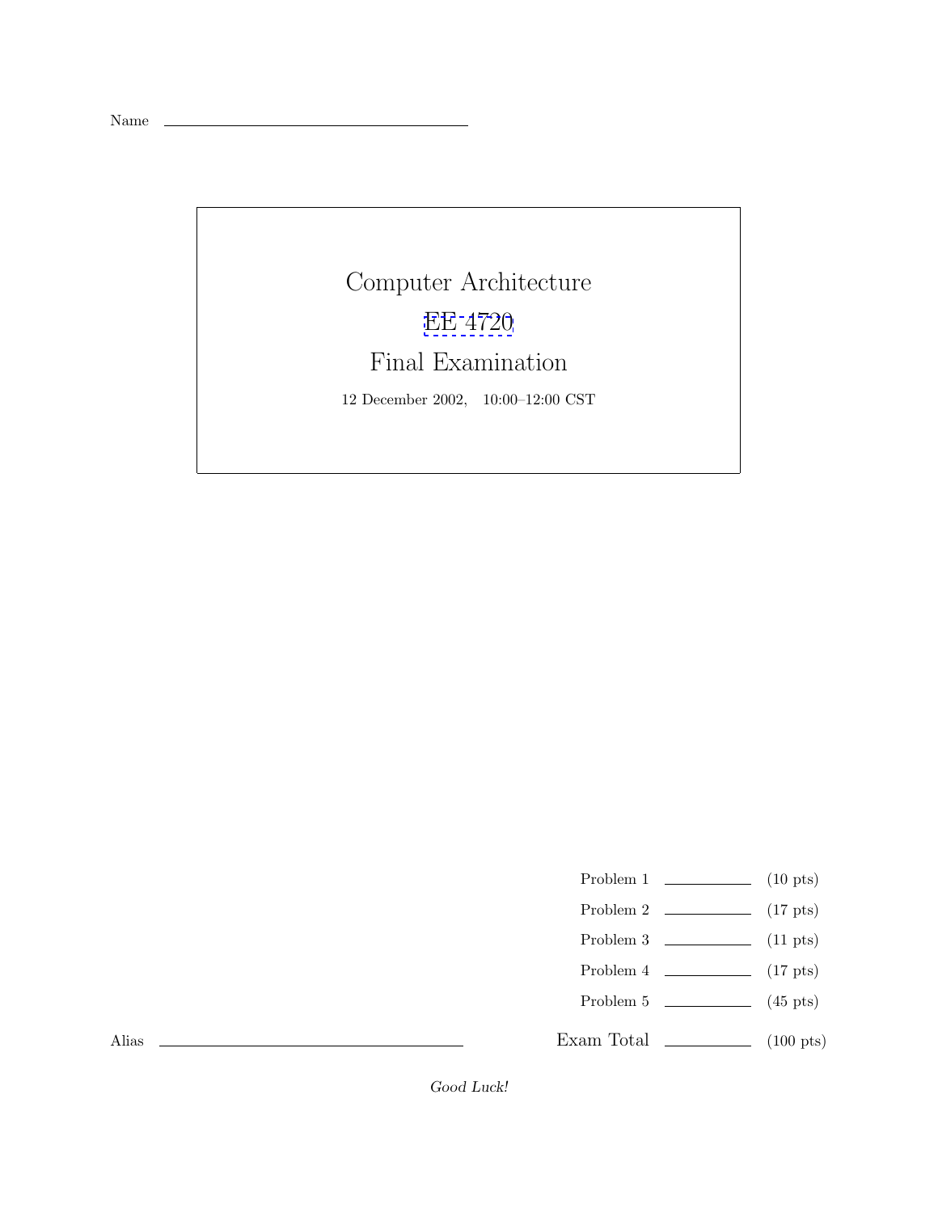Name ______________________________

# Computer Architecture

## EE 4720

## Final Examination

12 December 2002, 10:00–12:00 CST

| | | |
|---|---|---|
| Problem 1 | ________ | (10 pts) |
| Problem 2 | ________ | (17 pts) |
| Problem 3 | ________ | (11 pts) |
| Problem 4 | ________ | (17 pts) |
| Problem 5 | ________ | (45 pts) |
| Exam Total | ________ | (100 pts) |

Alias ______________________________

*Good Luck!*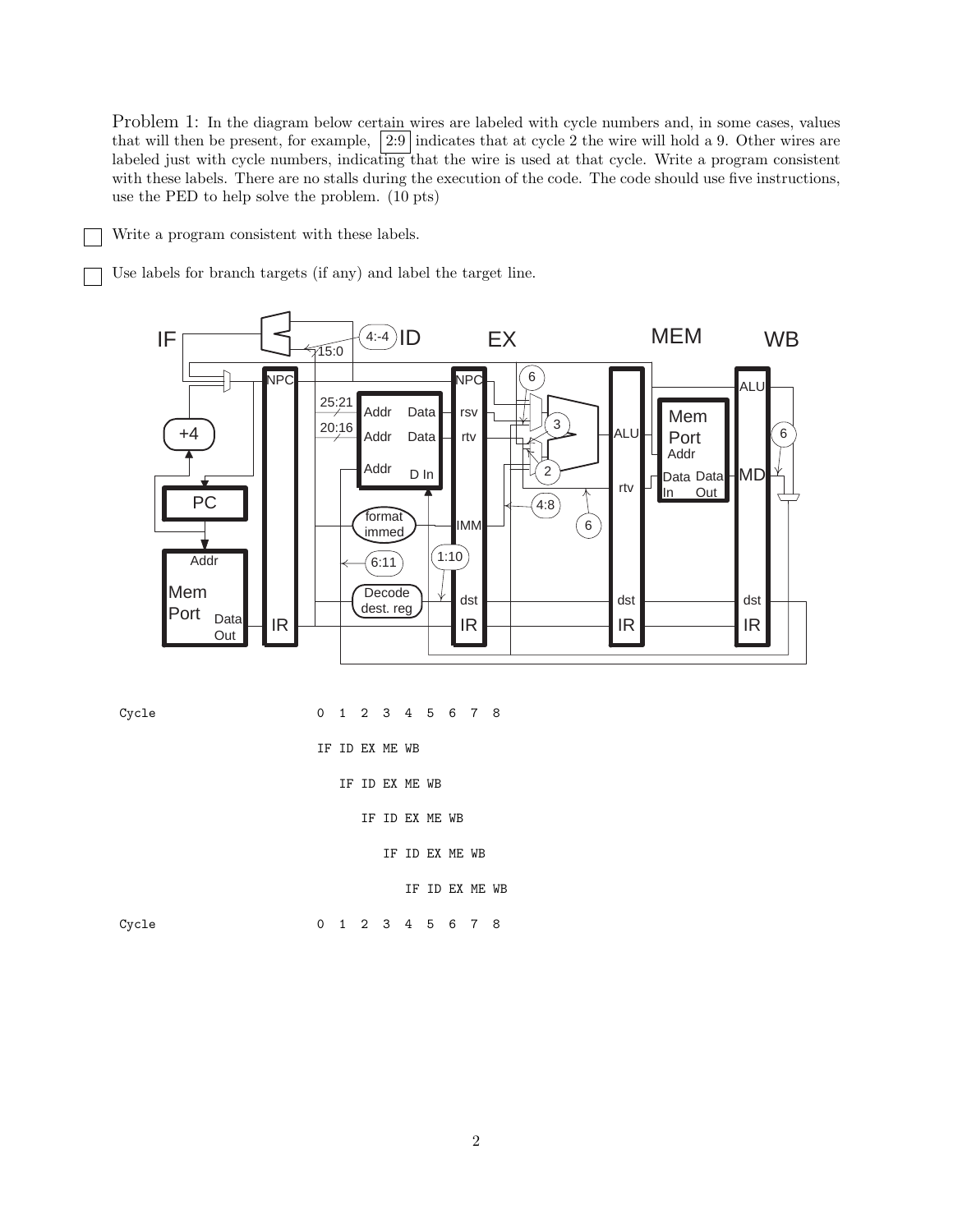Problem 1: In the diagram below certain wires are labeled with cycle numbers and, in some cases, values that will then be present, for example, 2:9 indicates that at cycle 2 the wire will hold a 9. Other wires are labeled just with cycle numbers, indicating that the wire is used at that cycle. Write a program consistent with these labels. There are no stalls during the execution of the code. The code should use five instructions, use the PED to help solve the problem. (10 pts)

- [ ] Write a program consistent with these labels.

- [ ] Use labels for branch targets (if any) and label the target line.

```
Cycle                    0  1  2  3  4  5  6  7  8

                         IF ID EX ME WB

                            IF ID EX ME WB

                               IF ID EX ME WB

                                  IF ID EX ME WB

                                     IF ID EX ME WB

Cycle                    0  1  2  3  4  5  6  7  8
```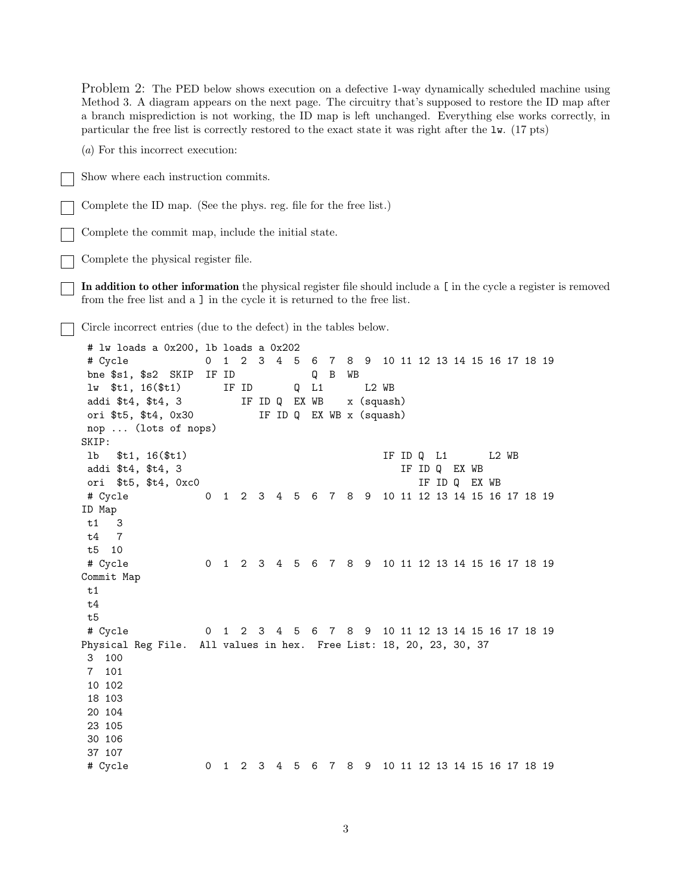Problem 2: The PED below shows execution on a defective 1-way dynamically scheduled machine using Method 3. A diagram appears on the next page. The circuitry that's supposed to restore the ID map after a branch misprediction is not working, the ID map is left unchanged. Everything else works correctly, in particular the free list is correctly restored to the exact state it was right after the `lw`. (17 pts)

(*a*) For this incorrect execution:

- [ ] Show where each instruction commits.
- [ ] Complete the ID map. (See the phys. reg. file for the free list.)
- [ ] Complete the commit map, include the initial state.
- [ ] Complete the physical register file.
- [ ] **In addition to other information** the physical register file should include a `[` in the cycle a register is removed from the free list and a `]` in the cycle it is returned to the free list.
- [ ] Circle incorrect entries (due to the defect) in the tables below.

```
 # lw loads a 0x200, lb loads a 0x202
 # Cycle             0  1  2  3  4  5  6  7  8  9  10 11 12 13 14 15 16 17 18 19
 bne $s1, $s2  SKIP  IF ID             Q  B  WB
 lw  $t1, 16($t1)       IF ID       Q  L1       L2 WB
 addi $t4, $t4, 3          IF ID Q  EX WB    x (squash)
 ori $t5, $t4, 0x30           IF ID Q  EX WB x (squash)
 nop ... (lots of nops)
SKIP:
 lb   $t1, 16($t1)                                IF ID Q  L1       L2 WB
 addi $t4, $t4, 3                                    IF ID Q  EX WB
 ori  $t5, $t4, 0xc0                                    IF ID Q  EX WB
 # Cycle             0  1  2  3  4  5  6  7  8  9  10 11 12 13 14 15 16 17 18 19
ID Map
 t1   3
 t4   7
 t5  10
 # Cycle             0  1  2  3  4  5  6  7  8  9  10 11 12 13 14 15 16 17 18 19
Commit Map
 t1
 t4
 t5
 # Cycle             0  1  2  3  4  5  6  7  8  9  10 11 12 13 14 15 16 17 18 19
Physical Reg File.  All values in hex.  Free List: 18, 20, 23, 30, 37
 3  100
 7  101
 10 102
 18 103
 20 104
 23 105
 30 106
 37 107
 # Cycle             0  1  2  3  4  5  6  7  8  9  10 11 12 13 14 15 16 17 18 19
```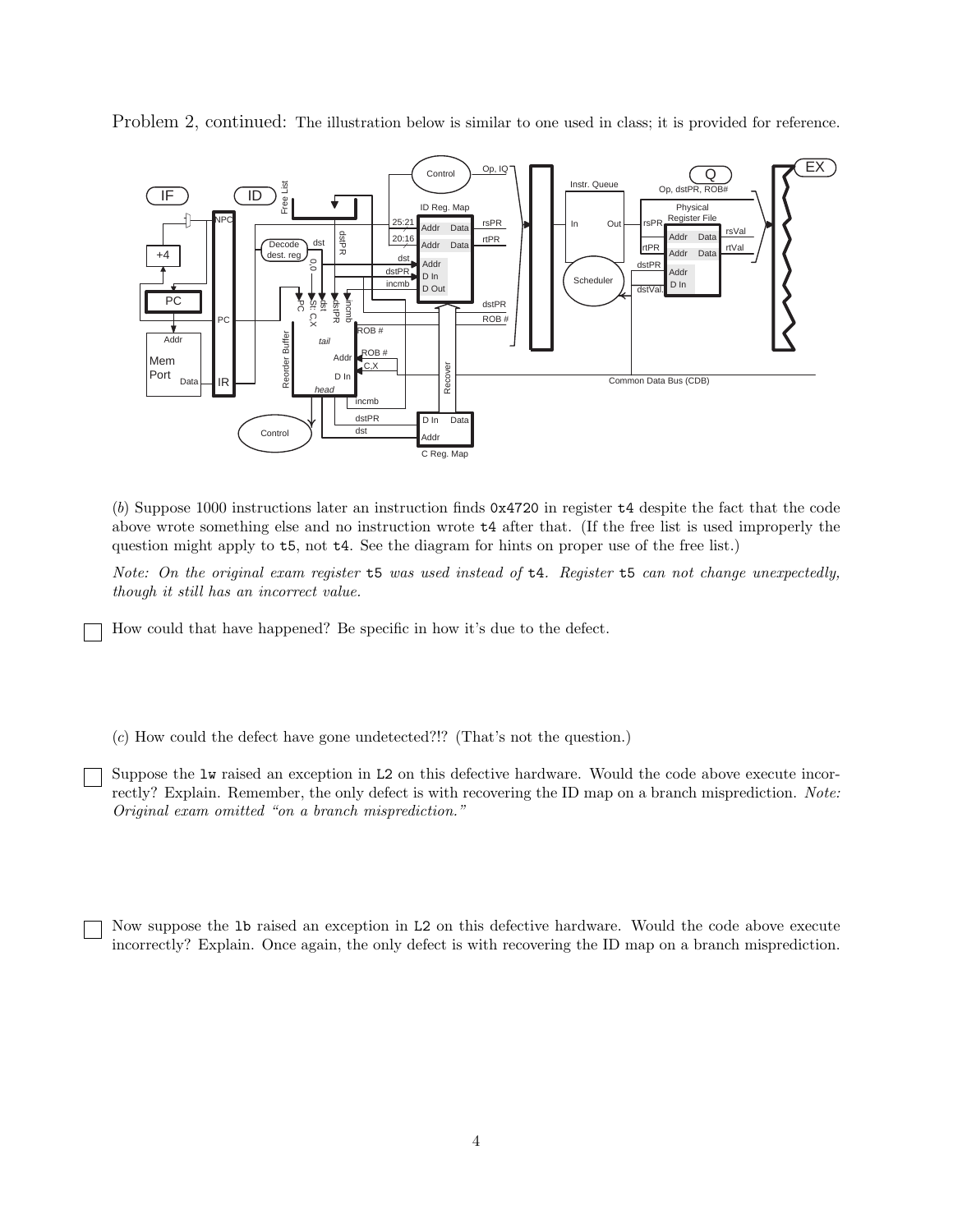Problem 2, continued: The illustration below is similar to one used in class; it is provided for reference.

(*b*) Suppose 1000 instructions later an instruction finds `0x4720` in register `t4` despite the fact that the code above wrote something else and no instruction wrote `t4` after that. (If the free list is used improperly the question might apply to `t5`, not `t4`. See the diagram for hints on proper use of the free list.)

*Note: On the original exam register* `t5` *was used instead of* `t4`. *Register* `t5` *can not change unexpectedly, though it still has an incorrect value.*

☐ How could that have happened? Be specific in how it's due to the defect.

(*c*) How could the defect have gone undetected?!? (That's not the question.)

☐ Suppose the `lw` raised an exception in `L2` on this defective hardware. Would the code above execute incorrectly? Explain. Remember, the only defect is with recovering the ID map on a branch misprediction. *Note: Original exam omitted "on a branch misprediction."*

☐ Now suppose the `lb` raised an exception in `L2` on this defective hardware. Would the code above execute incorrectly? Explain. Once again, the only defect is with recovering the ID map on a branch misprediction.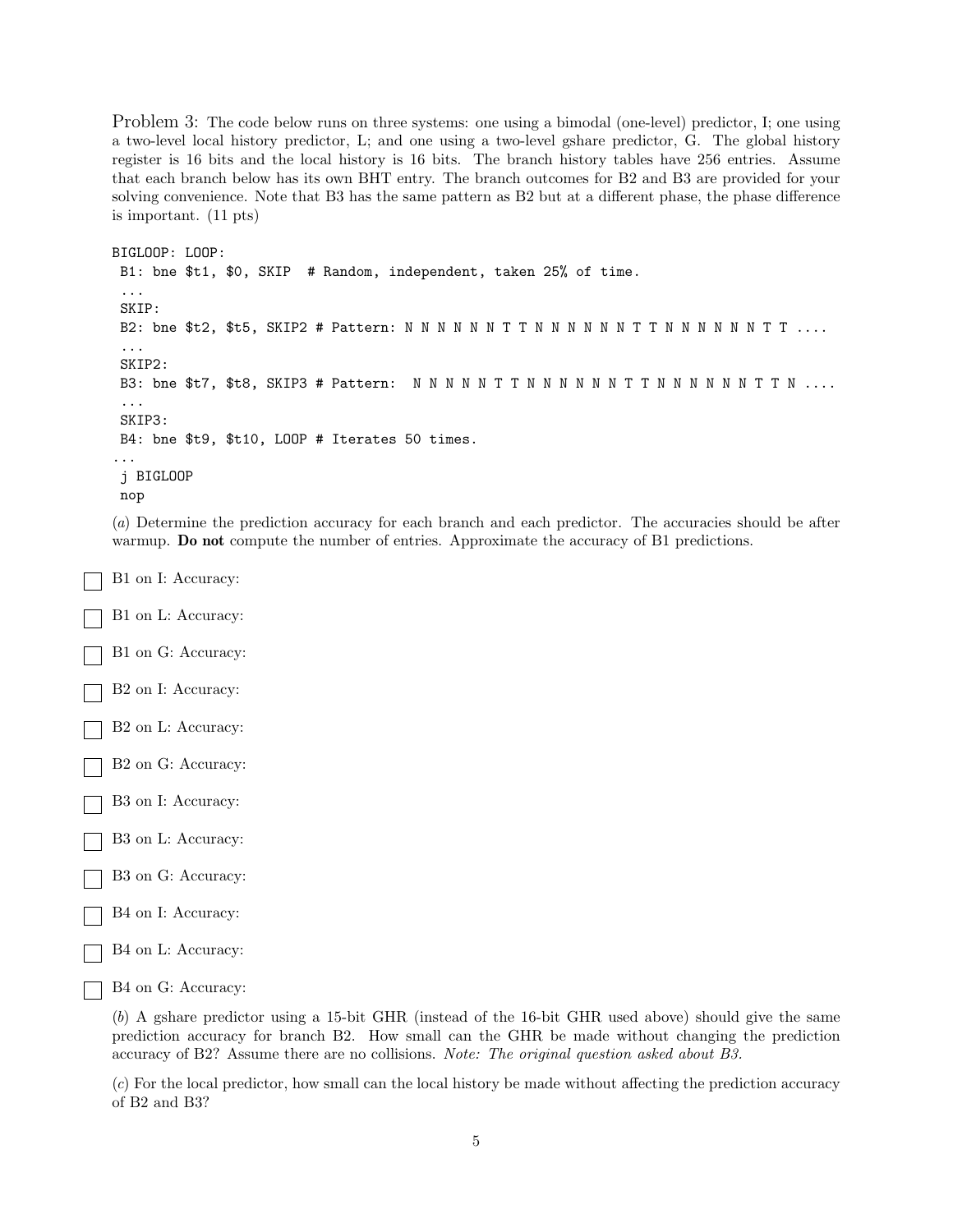Problem 3: The code below runs on three systems: one using a bimodal (one-level) predictor, I; one using a two-level local history predictor, L; and one using a two-level gshare predictor, G. The global history register is 16 bits and the local history is 16 bits. The branch history tables have 256 entries. Assume that each branch below has its own BHT entry. The branch outcomes for B2 and B3 are provided for your solving convenience. Note that B3 has the same pattern as B2 but at a different phase, the phase difference is important. (11 pts)

```
BIGLOOP: LOOP:
 B1: bne $t1, $0, SKIP  # Random, independent, taken 25% of time.
 ...
 SKIP:
 B2: bne $t2, $t5, SKIP2 # Pattern: N N N N N N T T N N N N N N T T N N N N N N T T ....
 ...
 SKIP2:
 B3: bne $t7, $t8, SKIP3 # Pattern:  N N N N N T T N N N N N N T T N N N N N N T T N ....
 ...
 SKIP3:
 B4: bne $t9, $t10, LOOP # Iterates 50 times.
...
 j BIGLOOP
 nop
```

(*a*) Determine the prediction accuracy for each branch and each predictor. The accuracies should be after warmup. **Do not** compute the number of entries. Approximate the accuracy of B1 predictions.

- ☐ B1 on I: Accuracy:
- ☐ B1 on L: Accuracy:
- ☐ B1 on G: Accuracy:
- ☐ B2 on I: Accuracy:
- ☐ B2 on L: Accuracy:
- ☐ B2 on G: Accuracy:
- ☐ B3 on I: Accuracy:
- ☐ B3 on L: Accuracy:
- ☐ B3 on G: Accuracy:
- ☐ B4 on I: Accuracy:
- ☐ B4 on L: Accuracy:
- ☐ B4 on G: Accuracy:

(*b*) A gshare predictor using a 15-bit GHR (instead of the 16-bit GHR used above) should give the same prediction accuracy for branch B2. How small can the GHR be made without changing the prediction accuracy of B2? Assume there are no collisions. *Note: The original question asked about B3.*

(*c*) For the local predictor, how small can the local history be made without affecting the prediction accuracy of B2 and B3?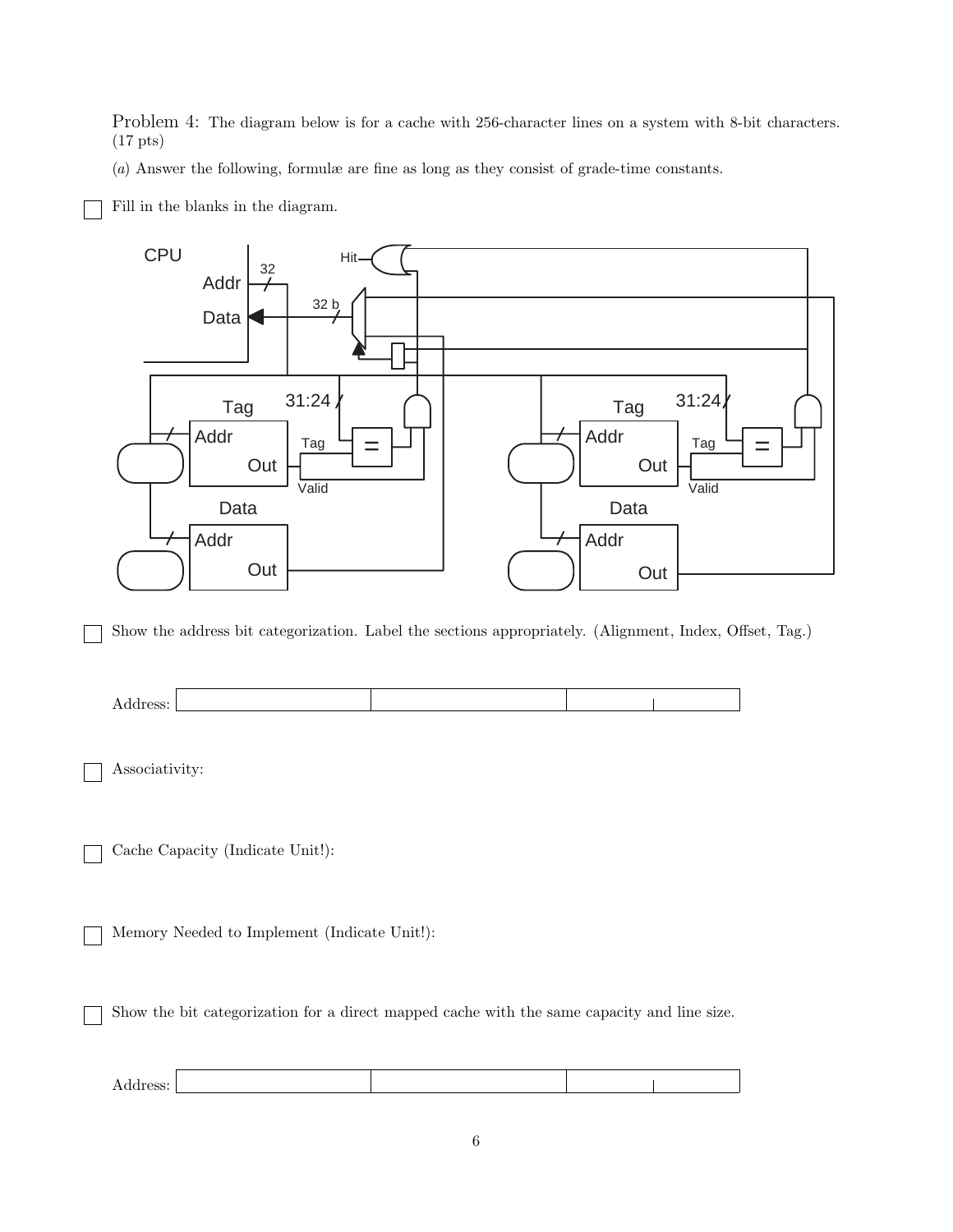Problem 4: The diagram below is for a cache with 256-character lines on a system with 8-bit characters. (17 pts)

(*a*) Answer the following, formulæ are fine as long as they consist of grade-time constants.

☐ Fill in the blanks in the diagram.

CPU

Addr 32

Data 32 b

Hit

Tag 31:24

Addr

Out

Tag

=

Valid

Data

Addr

Out

Tag 31:24

Addr

Out

Tag

=

Valid

Data

Addr

Out

☐ Show the address bit categorization. Label the sections appropriately. (Alignment, Index, Offset, Tag.)

Address:

☐ Associativity:

☐ Cache Capacity (Indicate Unit!):

☐ Memory Needed to Implement (Indicate Unit!):

☐ Show the bit categorization for a direct mapped cache with the same capacity and line size.

Address: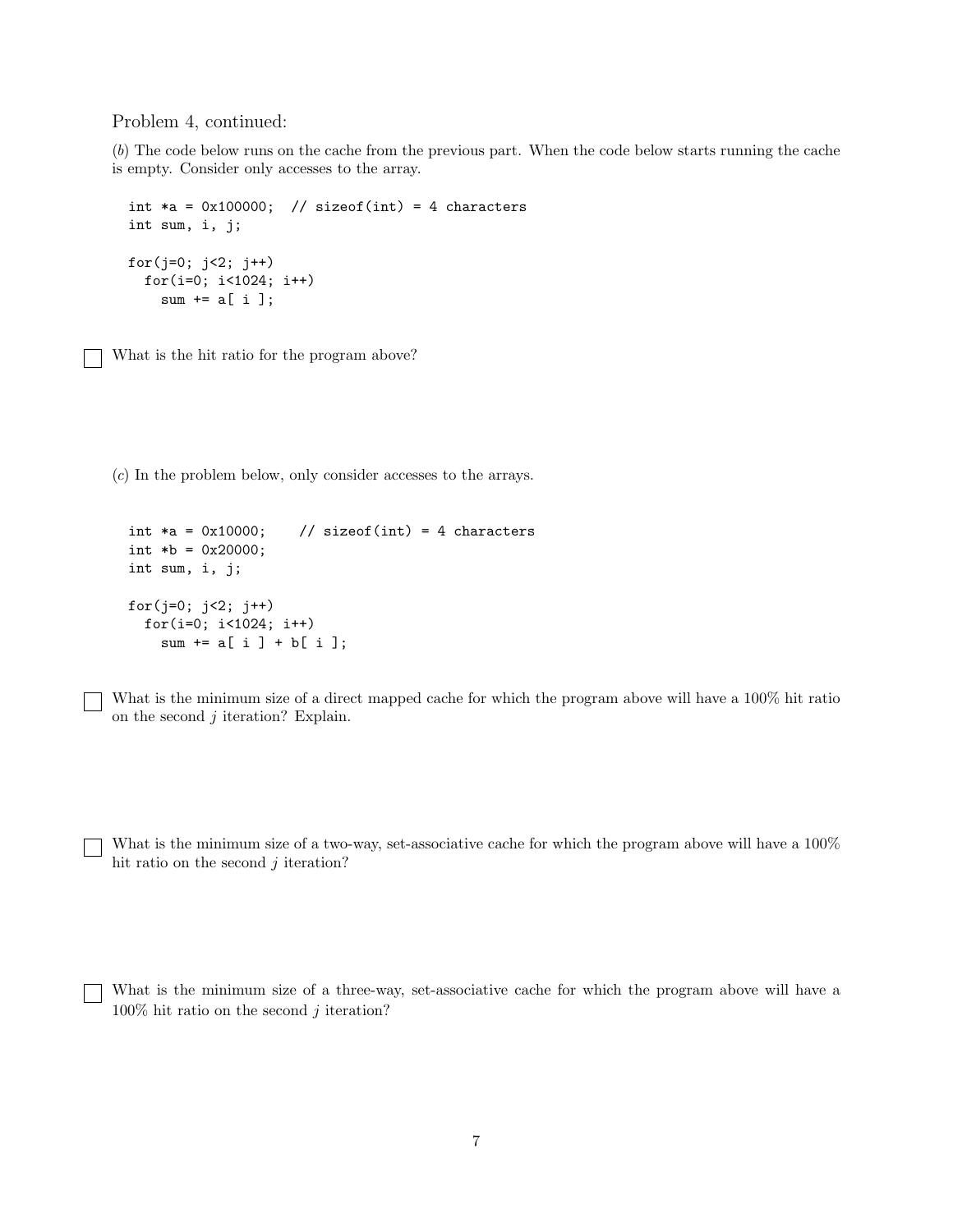Problem 4, continued:

(*b*) The code below runs on the cache from the previous part. When the code below starts running the cache is empty. Consider only accesses to the array.

```
int *a = 0x100000;  // sizeof(int) = 4 characters
int sum, i, j;

for(j=0; j<2; j++)
  for(i=0; i<1024; i++)
    sum += a[ i ];
```

☐ What is the hit ratio for the program above?

(*c*) In the problem below, only consider accesses to the arrays.

```
int *a = 0x10000;    // sizeof(int) = 4 characters
int *b = 0x20000;
int sum, i, j;

for(j=0; j<2; j++)
  for(i=0; i<1024; i++)
    sum += a[ i ] + b[ i ];
```

☐ What is the minimum size of a direct mapped cache for which the program above will have a 100% hit ratio on the second $j$ iteration? Explain.

☐ What is the minimum size of a two-way, set-associative cache for which the program above will have a 100% hit ratio on the second $j$ iteration?

☐ What is the minimum size of a three-way, set-associative cache for which the program above will have a 100% hit ratio on the second $j$ iteration?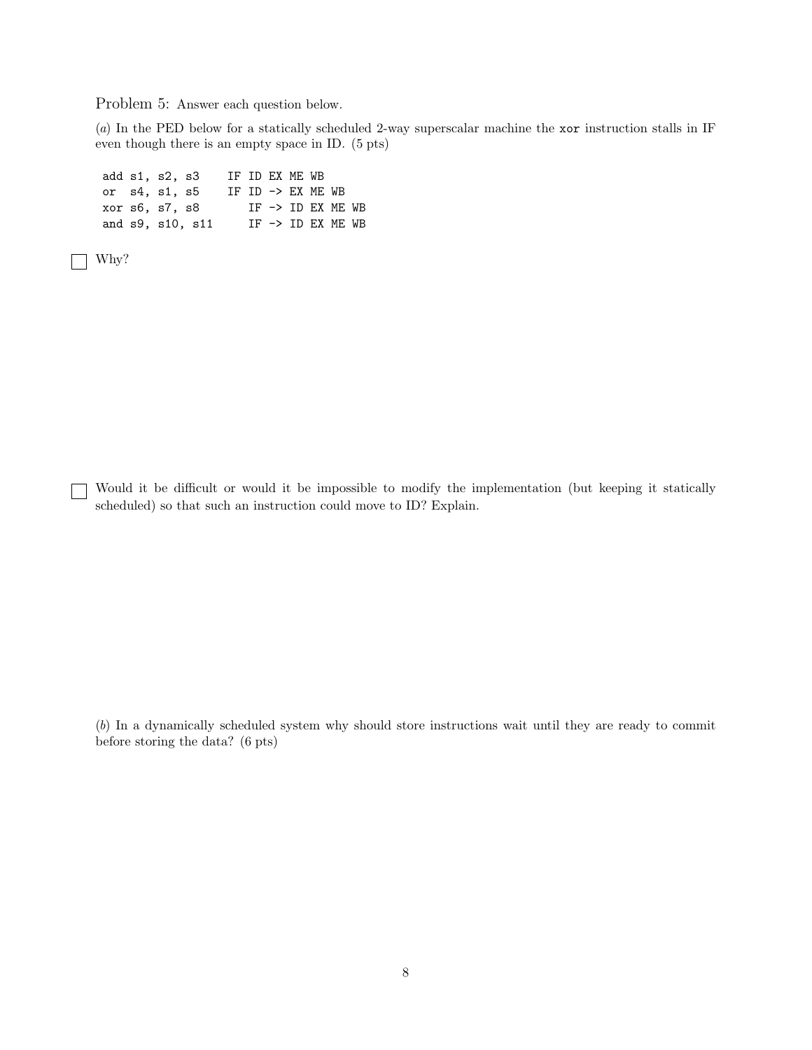Problem 5: Answer each question below.

(*a*) In the PED below for a statically scheduled 2-way superscalar machine the `xor` instruction stalls in IF even though there is an empty space in ID. (5 pts)

```
add s1, s2, s3    IF ID EX ME WB
or  s4, s1, s5    IF ID -> EX ME WB
xor s6, s7, s8       IF -> ID EX ME WB
and s9, s10, s11     IF -> ID EX ME WB
```

☐ Why?

☐ Would it be difficult or would it be impossible to modify the implementation (but keeping it statically scheduled) so that such an instruction could move to ID? Explain.

(*b*) In a dynamically scheduled system why should store instructions wait until they are ready to commit before storing the data? (6 pts)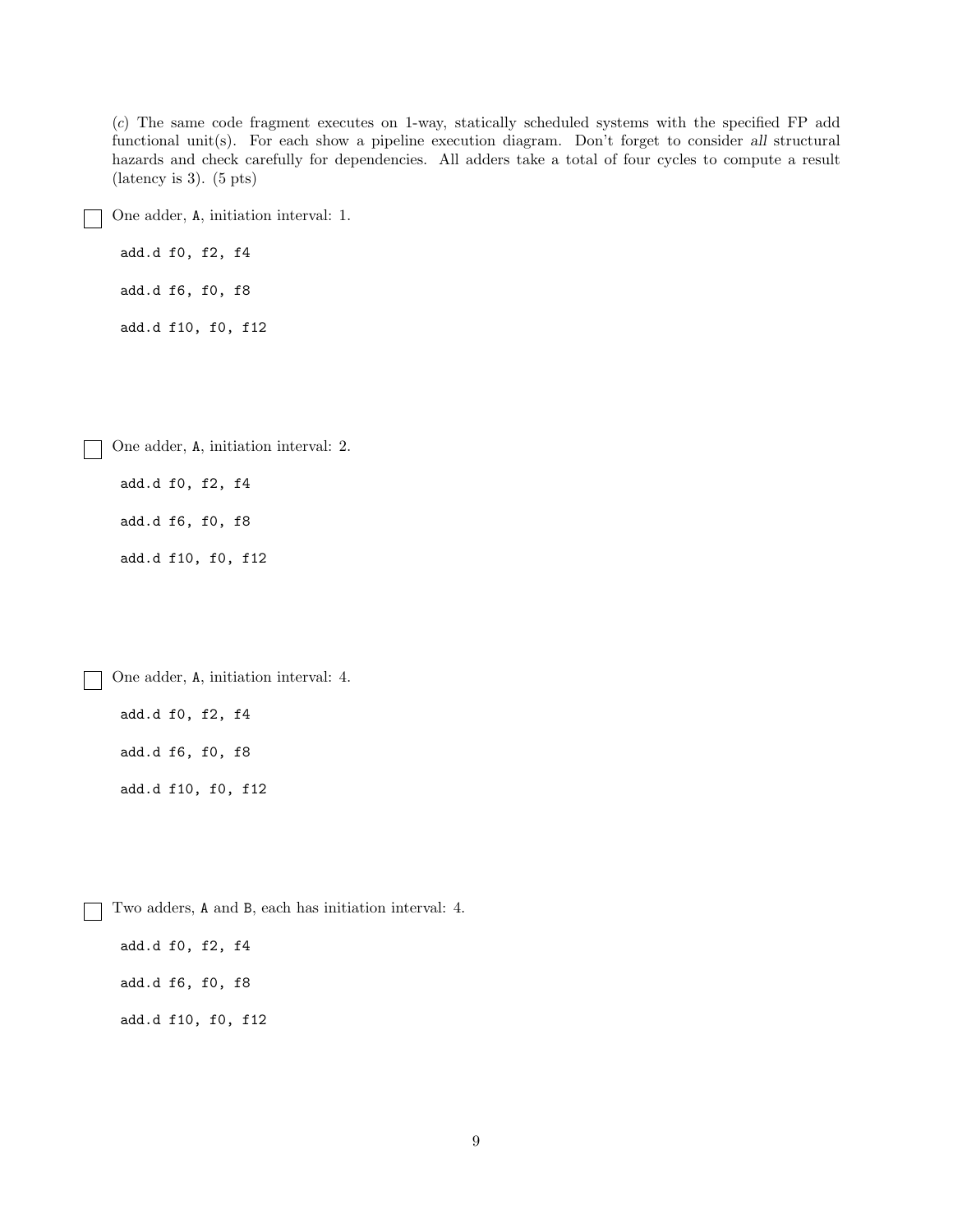(*c*) The same code fragment executes on 1-way, statically scheduled systems with the specified FP add functional unit(s). For each show a pipeline execution diagram. Don't forget to consider *all* structural hazards and check carefully for dependencies. All adders take a total of four cycles to compute a result (latency is 3). (5 pts)

☐ One adder, A, initiation interval: 1.

```
add.d f0, f2, f4
add.d f6, f0, f8
add.d f10, f0, f12
```

☐ One adder, A, initiation interval: 2.

```
add.d f0, f2, f4
add.d f6, f0, f8
add.d f10, f0, f12
```

☐ One adder, A, initiation interval: 4.

```
add.d f0, f2, f4
add.d f6, f0, f8
add.d f10, f0, f12
```

☐ Two adders, A and B, each has initiation interval: 4.

```
add.d f0, f2, f4
add.d f6, f0, f8
add.d f10, f0, f12
```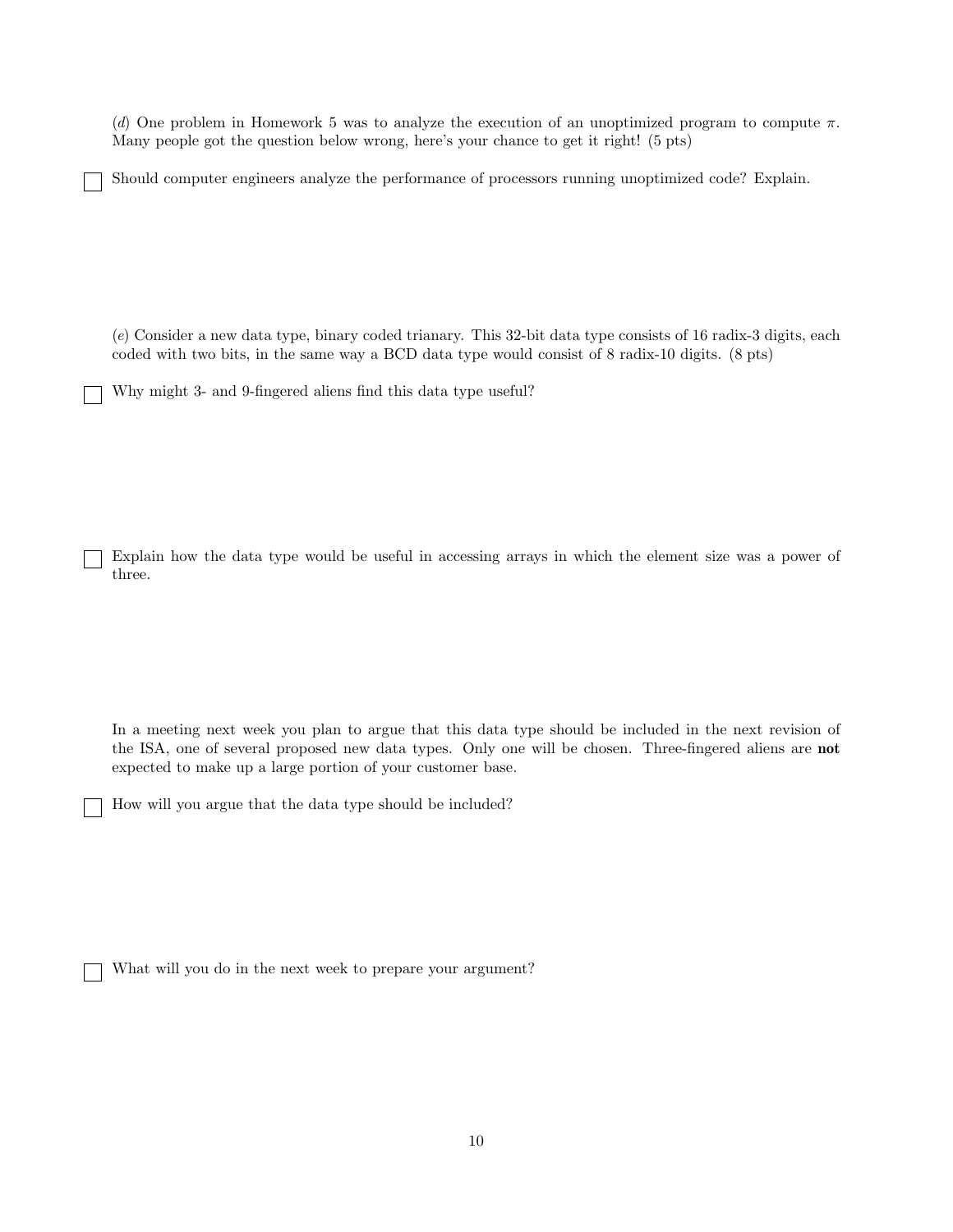(*d*) One problem in Homework 5 was to analyze the execution of an unoptimized program to compute $\pi$. Many people got the question below wrong, here's your chance to get it right! (5 pts)

☐ Should computer engineers analyze the performance of processors running unoptimized code? Explain.

(*e*) Consider a new data type, binary coded trianary. This 32-bit data type consists of 16 radix-3 digits, each coded with two bits, in the same way a BCD data type would consist of 8 radix-10 digits. (8 pts)

☐ Why might 3- and 9-fingered aliens find this data type useful?

☐ Explain how the data type would be useful in accessing arrays in which the element size was a power of three.

In a meeting next week you plan to argue that this data type should be included in the next revision of the ISA, one of several proposed new data types. Only one will be chosen. Three-fingered aliens are **not** expected to make up a large portion of your customer base.

☐ How will you argue that the data type should be included?

☐ What will you do in the next week to prepare your argument?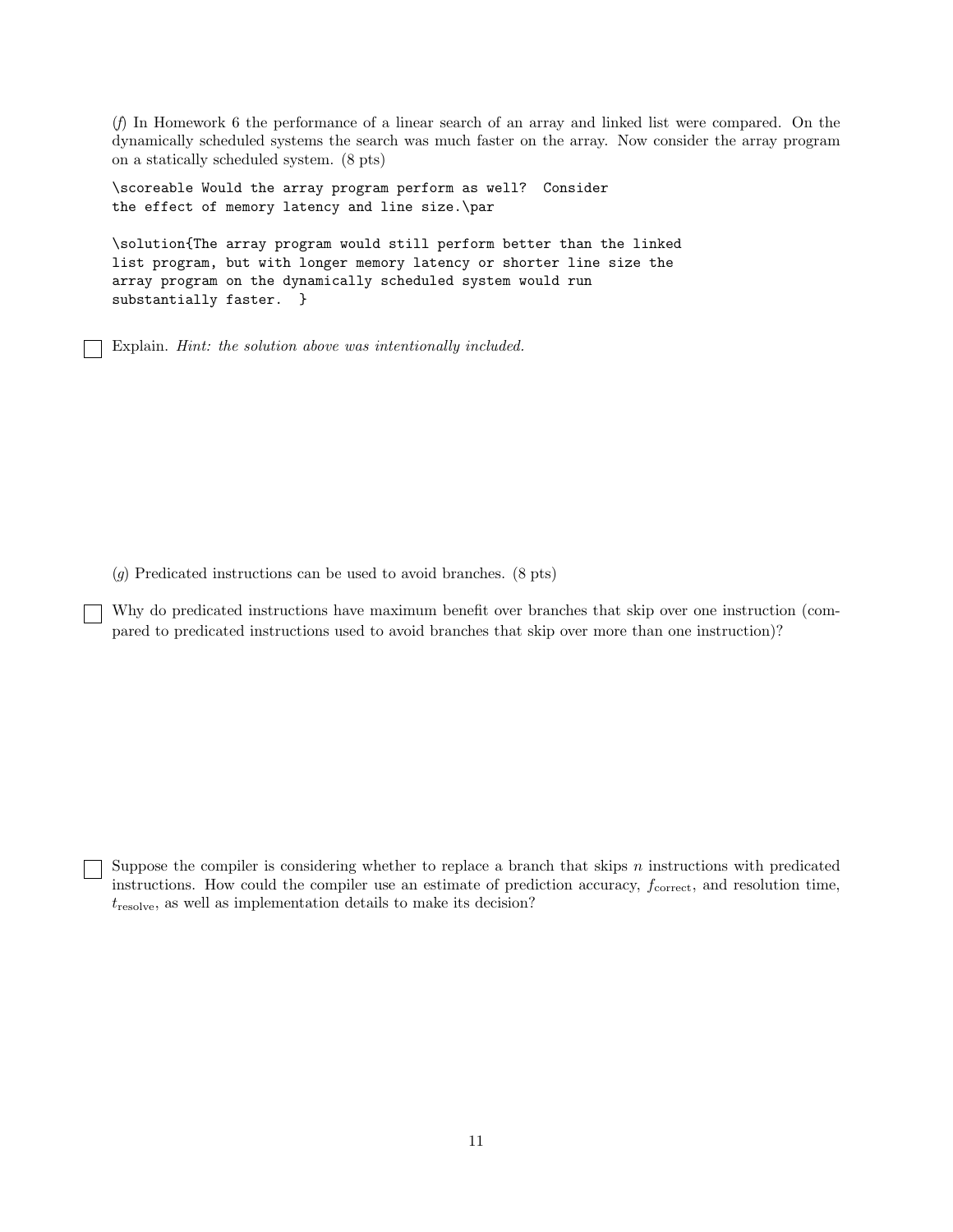(*f*) In Homework 6 the performance of a linear search of an array and linked list were compared. On the dynamically scheduled systems the search was much faster on the array. Now consider the array program on a statically scheduled system. (8 pts)

```
\scoreable Would the array program perform as well?  Consider
the effect of memory latency and line size.\par

\solution{The array program would still perform better than the linked
list program, but with longer memory latency or shorter line size the
array program on the dynamically scheduled system would run
substantially faster.  }
```

☐ Explain. *Hint: the solution above was intentionally included.*

(*g*) Predicated instructions can be used to avoid branches. (8 pts)

☐ Why do predicated instructions have maximum benefit over branches that skip over one instruction (compared to predicated instructions used to avoid branches that skip over more than one instruction)?

☐ Suppose the compiler is considering whether to replace a branch that skips $n$ instructions with predicated instructions. How could the compiler use an estimate of prediction accuracy, $f_{\text{correct}}$, and resolution time, $t_{\text{resolve}}$, as well as implementation details to make its decision?